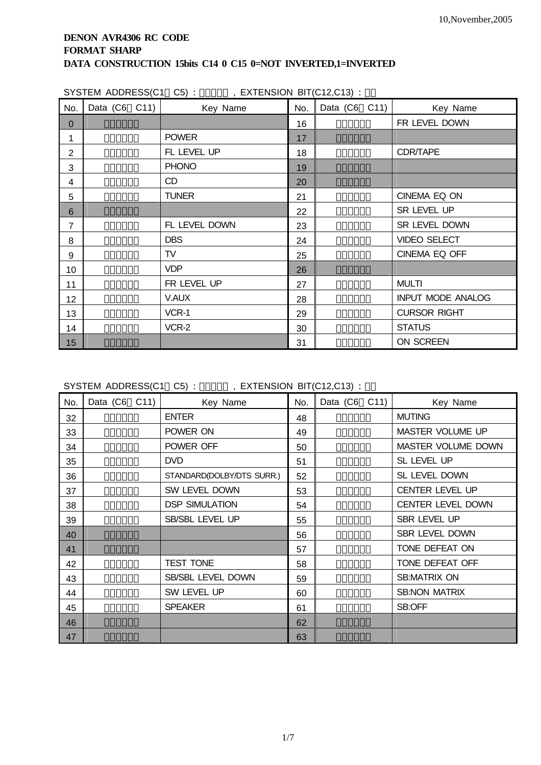10,November,2005

**DENON AVR4306 RC CODE**
**FORMAT SHARP**
**DATA CONSTRUCTION 15bits C14 0 C15 0=NOT INVERTED,1=INVERTED**

SYSTEM ADDRESS(C1～C5) : □□□□□ , EXTENSION BIT(C12,C13) : □□

| No. | Data (C6～C11) | Key Name | No. | Data (C6～C11) | Key Name |
|---|---|---|---|---|---|
| 0 | □□□□□□ | | 16 | □□□□□□ | FR LEVEL DOWN |
| 1 | □□□□□□ | POWER | 17 | □□□□□□ | |
| 2 | □□□□□□ | FL LEVEL UP | 18 | □□□□□□ | CDR/TAPE |
| 3 | □□□□□□ | PHONO | 19 | □□□□□□ | |
| 4 | □□□□□□ | CD | 20 | □□□□□□ | |
| 5 | □□□□□□ | TUNER | 21 | □□□□□□ | CINEMA EQ ON |
| 6 | □□□□□□ | | 22 | □□□□□□ | SR LEVEL UP |
| 7 | □□□□□□ | FL LEVEL DOWN | 23 | □□□□□□ | SR LEVEL DOWN |
| 8 | □□□□□□ | DBS | 24 | □□□□□□ | VIDEO SELECT |
| 9 | □□□□□□ | TV | 25 | □□□□□□ | CINEMA EQ OFF |
| 10 | □□□□□□ | VDP | 26 | □□□□□□ | |
| 11 | □□□□□□ | FR LEVEL UP | 27 | □□□□□□ | MULTI |
| 12 | □□□□□□ | V.AUX | 28 | □□□□□□ | INPUT MODE ANALOG |
| 13 | □□□□□□ | VCR-1 | 29 | □□□□□□ | CURSOR RIGHT |
| 14 | □□□□□□ | VCR-2 | 30 | □□□□□□ | STATUS |
| 15 | □□□□□□ | | 31 | □□□□□□ | ON SCREEN |

SYSTEM ADDRESS(C1～C5) : □□□□□ , EXTENSION BIT(C12,C13) : □□

| No. | Data (C6～C11) | Key Name | No. | Data (C6～C11) | Key Name |
|---|---|---|---|---|---|
| 32 | □□□□□□ | ENTER | 48 | □□□□□□ | MUTING |
| 33 | □□□□□□ | POWER ON | 49 | □□□□□□ | MASTER VOLUME UP |
| 34 | □□□□□□ | POWER OFF | 50 | □□□□□□ | MASTER VOLUME DOWN |
| 35 | □□□□□□ | DVD | 51 | □□□□□□ | SL LEVEL UP |
| 36 | □□□□□□ | STANDARD(DOLBY/DTS SURR.) | 52 | □□□□□□ | SL LEVEL DOWN |
| 37 | □□□□□□ | SW LEVEL DOWN | 53 | □□□□□□ | CENTER LEVEL UP |
| 38 | □□□□□□ | DSP SIMULATION | 54 | □□□□□□ | CENTER LEVEL DOWN |
| 39 | □□□□□□ | SB/SBL LEVEL UP | 55 | □□□□□□ | SBR LEVEL UP |
| 40 | □□□□□□ | | 56 | □□□□□□ | SBR LEVEL DOWN |
| 41 | □□□□□□ | | 57 | □□□□□□ | TONE DEFEAT ON |
| 42 | □□□□□□ | TEST TONE | 58 | □□□□□□ | TONE DEFEAT OFF |
| 43 | □□□□□□ | SB/SBL LEVEL DOWN | 59 | □□□□□□ | SB:MATRIX ON |
| 44 | □□□□□□ | SW LEVEL UP | 60 | □□□□□□ | SB:NON MATRIX |
| 45 | □□□□□□ | SPEAKER | 61 | □□□□□□ | SB:OFF |
| 46 | □□□□□□ | | 62 | □□□□□□ | |
| 47 | □□□□□□ | | 63 | □□□□□□ | |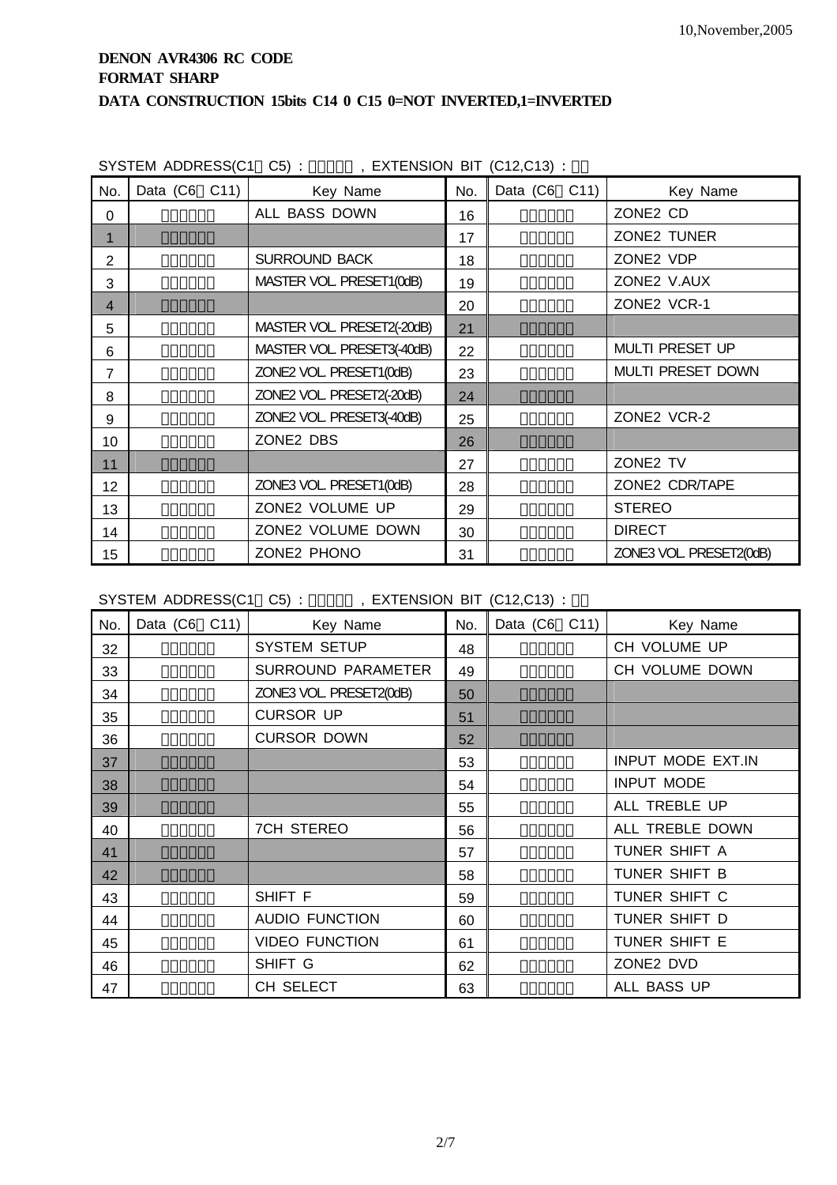10,November,2005

**DENON AVR4306 RC CODE**
**FORMAT SHARP**
**DATA CONSTRUCTION 15bits C14 0 C15 0=NOT INVERTED,1=INVERTED**

SYSTEM ADDRESS(C1～C5) : □□□□□ , EXTENSION BIT (C12,C13) : □□

| No. | Data (C6～C11) | Key Name | No. | Data (C6～C11) | Key Name |
|---|---|---|---|---|---|
| 0 | □□□□□□ | ALL BASS DOWN | 16 | □□□□□□ | ZONE2 CD |
| 1 | □□□□□□ | | 17 | □□□□□□ | ZONE2 TUNER |
| 2 | □□□□□□ | SURROUND BACK | 18 | □□□□□□ | ZONE2 VDP |
| 3 | □□□□□□ | MASTER VOL. PRESET1(0dB) | 19 | □□□□□□ | ZONE2 V.AUX |
| 4 | □□□□□□ | | 20 | □□□□□□ | ZONE2 VCR-1 |
| 5 | □□□□□□ | MASTER VOL. PRESET2(-20dB) | 21 | □□□□□□ | |
| 6 | □□□□□□ | MASTER VOL. PRESET3(-40dB) | 22 | □□□□□□ | MULTI PRESET UP |
| 7 | □□□□□□ | ZONE2 VOL. PRESET1(0dB) | 23 | □□□□□□ | MULTI PRESET DOWN |
| 8 | □□□□□□ | ZONE2 VOL. PRESET2(-20dB) | 24 | □□□□□□ | |
| 9 | □□□□□□ | ZONE2 VOL. PRESET3(-40dB) | 25 | □□□□□□ | ZONE2 VCR-2 |
| 10 | □□□□□□ | ZONE2 DBS | 26 | □□□□□□ | |
| 11 | □□□□□□ | | 27 | □□□□□□ | ZONE2 TV |
| 12 | □□□□□□ | ZONE3 VOL. PRESET1(0dB) | 28 | □□□□□□ | ZONE2 CDR/TAPE |
| 13 | □□□□□□ | ZONE2 VOLUME UP | 29 | □□□□□□ | STEREO |
| 14 | □□□□□□ | ZONE2 VOLUME DOWN | 30 | □□□□□□ | DIRECT |
| 15 | □□□□□□ | ZONE2 PHONO | 31 | □□□□□□ | ZONE3 VOL. PRESET2(0dB) |

SYSTEM ADDRESS(C1～C5) : □□□□□ , EXTENSION BIT (C12,C13) : □□

| No. | Data (C6～C11) | Key Name | No. | Data (C6～C11) | Key Name |
|---|---|---|---|---|---|
| 32 | □□□□□□ | SYSTEM SETUP | 48 | □□□□□□ | CH VOLUME UP |
| 33 | □□□□□□ | SURROUND PARAMETER | 49 | □□□□□□ | CH VOLUME DOWN |
| 34 | □□□□□□ | ZONE3 VOL. PRESET2(0dB) | 50 | □□□□□□ | |
| 35 | □□□□□□ | CURSOR UP | 51 | □□□□□□ | |
| 36 | □□□□□□ | CURSOR DOWN | 52 | □□□□□□ | |
| 37 | □□□□□□ | | 53 | □□□□□□ | INPUT MODE EXT.IN |
| 38 | □□□□□□ | | 54 | □□□□□□ | INPUT MODE |
| 39 | □□□□□□ | | 55 | □□□□□□ | ALL TREBLE UP |
| 40 | □□□□□□ | 7CH STEREO | 56 | □□□□□□ | ALL TREBLE DOWN |
| 41 | □□□□□□ | | 57 | □□□□□□ | TUNER SHIFT A |
| 42 | □□□□□□ | | 58 | □□□□□□ | TUNER SHIFT B |
| 43 | □□□□□□ | SHIFT F | 59 | □□□□□□ | TUNER SHIFT C |
| 44 | □□□□□□ | AUDIO FUNCTION | 60 | □□□□□□ | TUNER SHIFT D |
| 45 | □□□□□□ | VIDEO FUNCTION | 61 | □□□□□□ | TUNER SHIFT E |
| 46 | □□□□□□ | SHIFT G | 62 | □□□□□□ | ZONE2 DVD |
| 47 | □□□□□□ | CH SELECT | 63 | □□□□□□ | ALL BASS UP |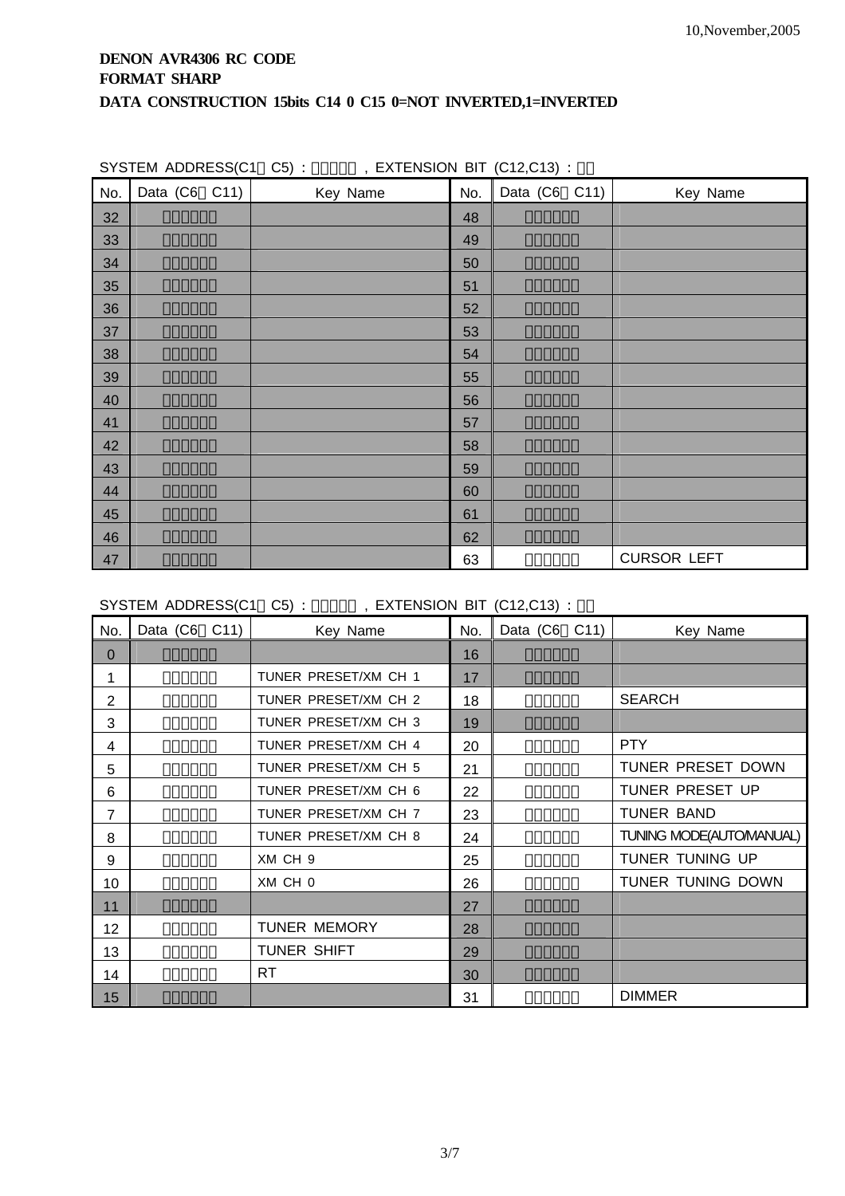10,November,2005

**DENON AVR4306 RC CODE**
**FORMAT SHARP**
**DATA CONSTRUCTION 15bits C14 0 C15 0=NOT INVERTED,1=INVERTED**

SYSTEM ADDRESS(C1～C5) : □□□□□ , EXTENSION BIT (C12,C13) : □□

| No. | Data (C6～C11) | Key Name | No. | Data (C6～C11) | Key Name |
|---|---|---|---|---|---|
| 32 | □□□□□□ | | 48 | □□□□□□ | |
| 33 | □□□□□□ | | 49 | □□□□□□ | |
| 34 | □□□□□□ | | 50 | □□□□□□ | |
| 35 | □□□□□□ | | 51 | □□□□□□ | |
| 36 | □□□□□□ | | 52 | □□□□□□ | |
| 37 | □□□□□□ | | 53 | □□□□□□ | |
| 38 | □□□□□□ | | 54 | □□□□□□ | |
| 39 | □□□□□□ | | 55 | □□□□□□ | |
| 40 | □□□□□□ | | 56 | □□□□□□ | |
| 41 | □□□□□□ | | 57 | □□□□□□ | |
| 42 | □□□□□□ | | 58 | □□□□□□ | |
| 43 | □□□□□□ | | 59 | □□□□□□ | |
| 44 | □□□□□□ | | 60 | □□□□□□ | |
| 45 | □□□□□□ | | 61 | □□□□□□ | |
| 46 | □□□□□□ | | 62 | □□□□□□ | |
| 47 | □□□□□□ | | 63 | □□□□□□ | CURSOR LEFT |

SYSTEM ADDRESS(C1～C5) : □□□□□ , EXTENSION BIT (C12,C13) : □□

| No. | Data (C6～C11) | Key Name | No. | Data (C6～C11) | Key Name |
|---|---|---|---|---|---|
| 0 | □□□□□□ | | 16 | □□□□□□ | |
| 1 | □□□□□□ | TUNER PRESET/XM CH 1 | 17 | □□□□□□ | |
| 2 | □□□□□□ | TUNER PRESET/XM CH 2 | 18 | □□□□□□ | SEARCH |
| 3 | □□□□□□ | TUNER PRESET/XM CH 3 | 19 | □□□□□□ | |
| 4 | □□□□□□ | TUNER PRESET/XM CH 4 | 20 | □□□□□□ | PTY |
| 5 | □□□□□□ | TUNER PRESET/XM CH 5 | 21 | □□□□□□ | TUNER PRESET DOWN |
| 6 | □□□□□□ | TUNER PRESET/XM CH 6 | 22 | □□□□□□ | TUNER PRESET UP |
| 7 | □□□□□□ | TUNER PRESET/XM CH 7 | 23 | □□□□□□ | TUNER BAND |
| 8 | □□□□□□ | TUNER PRESET/XM CH 8 | 24 | □□□□□□ | TUNING MODE(AUTO/MANUAL) |
| 9 | □□□□□□ | XM CH 9 | 25 | □□□□□□ | TUNER TUNING UP |
| 10 | □□□□□□ | XM CH 0 | 26 | □□□□□□ | TUNER TUNING DOWN |
| 11 | □□□□□□ | | 27 | □□□□□□ | |
| 12 | □□□□□□ | TUNER MEMORY | 28 | □□□□□□ | |
| 13 | □□□□□□ | TUNER SHIFT | 29 | □□□□□□ | |
| 14 | □□□□□□ | RT | 30 | □□□□□□ | |
| 15 | □□□□□□ | | 31 | □□□□□□ | DIMMER |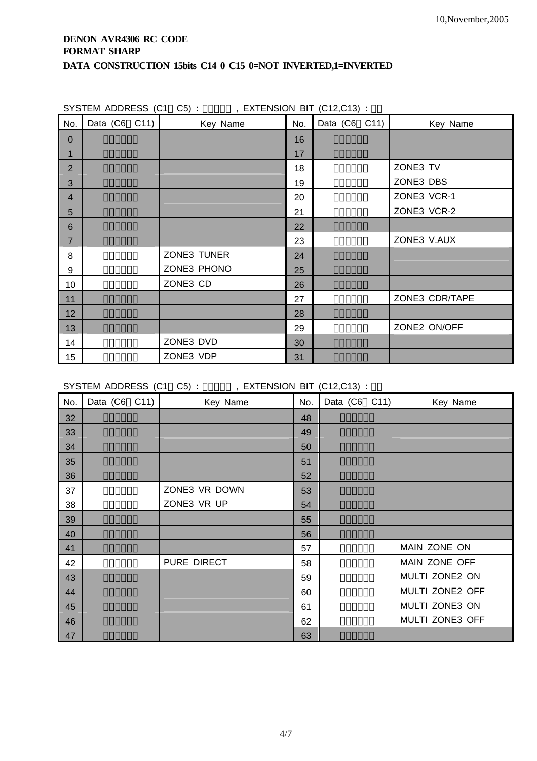10,November,2005

**DENON AVR4306 RC CODE**
**FORMAT SHARP**
**DATA CONSTRUCTION 15bits C14 0 C15 0=NOT INVERTED,1=INVERTED**

SYSTEM ADDRESS (C1～C5) : □□□□□ , EXTENSION BIT (C12,C13) : □□

| No. | Data (C6～C11) | Key Name | No. | Data (C6～C11) | Key Name |
|---|---|---|---|---|---|
| 0 | □□□□□□ | | 16 | □□□□□□ | |
| 1 | □□□□□□ | | 17 | □□□□□□ | |
| 2 | □□□□□□ | | 18 | □□□□□□ | ZONE3 TV |
| 3 | □□□□□□ | | 19 | □□□□□□ | ZONE3 DBS |
| 4 | □□□□□□ | | 20 | □□□□□□ | ZONE3 VCR-1 |
| 5 | □□□□□□ | | 21 | □□□□□□ | ZONE3 VCR-2 |
| 6 | □□□□□□ | | 22 | □□□□□□ | |
| 7 | □□□□□□ | | 23 | □□□□□□ | ZONE3 V.AUX |
| 8 | □□□□□□ | ZONE3 TUNER | 24 | □□□□□□ | |
| 9 | □□□□□□ | ZONE3 PHONO | 25 | □□□□□□ | |
| 10 | □□□□□□ | ZONE3 CD | 26 | □□□□□□ | |
| 11 | □□□□□□ | | 27 | □□□□□□ | ZONE3 CDR/TAPE |
| 12 | □□□□□□ | | 28 | □□□□□□ | |
| 13 | □□□□□□ | | 29 | □□□□□□ | ZONE2 ON/OFF |
| 14 | □□□□□□ | ZONE3 DVD | 30 | □□□□□□ | |
| 15 | □□□□□□ | ZONE3 VDP | 31 | □□□□□□ | |

SYSTEM ADDRESS (C1～C5) : □□□□□ , EXTENSION BIT (C12,C13) : □□

| No. | Data (C6～C11) | Key Name | No. | Data (C6～C11) | Key Name |
|---|---|---|---|---|---|
| 32 | □□□□□□ | | 48 | □□□□□□ | |
| 33 | □□□□□□ | | 49 | □□□□□□ | |
| 34 | □□□□□□ | | 50 | □□□□□□ | |
| 35 | □□□□□□ | | 51 | □□□□□□ | |
| 36 | □□□□□□ | | 52 | □□□□□□ | |
| 37 | □□□□□□ | ZONE3 VR DOWN | 53 | □□□□□□ | |
| 38 | □□□□□□ | ZONE3 VR UP | 54 | □□□□□□ | |
| 39 | □□□□□□ | | 55 | □□□□□□ | |
| 40 | □□□□□□ | | 56 | □□□□□□ | |
| 41 | □□□□□□ | | 57 | □□□□□□ | MAIN ZONE ON |
| 42 | □□□□□□ | PURE DIRECT | 58 | □□□□□□ | MAIN ZONE OFF |
| 43 | □□□□□□ | | 59 | □□□□□□ | MULTI ZONE2 ON |
| 44 | □□□□□□ | | 60 | □□□□□□ | MULTI ZONE2 OFF |
| 45 | □□□□□□ | | 61 | □□□□□□ | MULTI ZONE3 ON |
| 46 | □□□□□□ | | 62 | □□□□□□ | MULTI ZONE3 OFF |
| 47 | □□□□□□ | | 63 | □□□□□□ | |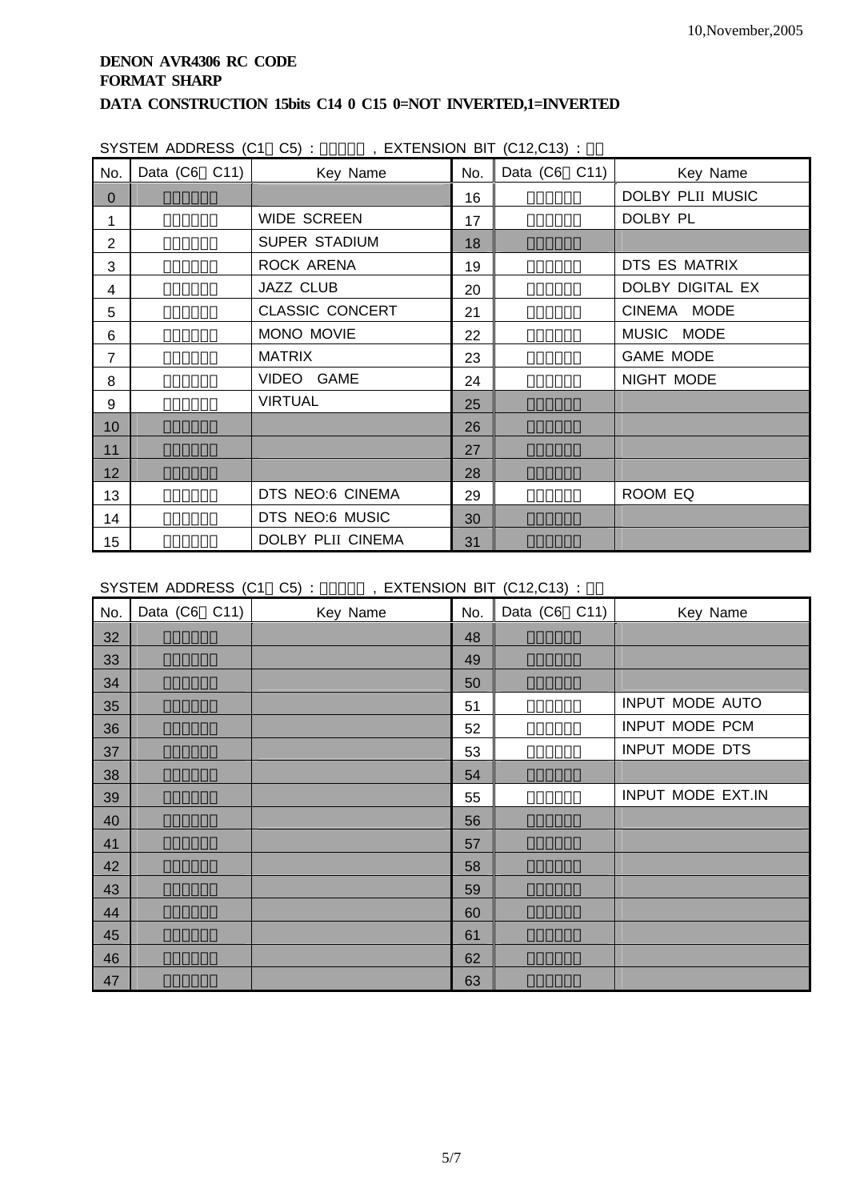**DENON AVR4306 RC CODE**
**FORMAT SHARP**
**DATA CONSTRUCTION 15bits C14 0 C15 0=NOT INVERTED,1=INVERTED**

SYSTEM ADDRESS (C1□C5) : □□□□□ , EXTENSION BIT (C12,C13) : □□

| No. | Data (C6□C11) | Key Name | No. | Data (C6□C11) | Key Name |
|---|---|---|---|---|---|
| 0 | □□□□□□ | | 16 | □□□□□□ | DOLBY PLII MUSIC |
| 1 | □□□□□□ | WIDE SCREEN | 17 | □□□□□□ | DOLBY PL |
| 2 | □□□□□□ | SUPER STADIUM | 18 | □□□□□□ | |
| 3 | □□□□□□ | ROCK ARENA | 19 | □□□□□□ | DTS ES MATRIX |
| 4 | □□□□□□ | JAZZ CLUB | 20 | □□□□□□ | DOLBY DIGITAL EX |
| 5 | □□□□□□ | CLASSIC CONCERT | 21 | □□□□□□ | CINEMA MODE |
| 6 | □□□□□□ | MONO MOVIE | 22 | □□□□□□ | MUSIC MODE |
| 7 | □□□□□□ | MATRIX | 23 | □□□□□□ | GAME MODE |
| 8 | □□□□□□ | VIDEO GAME | 24 | □□□□□□ | NIGHT MODE |
| 9 | □□□□□□ | VIRTUAL | 25 | □□□□□□ | |
| 10 | □□□□□□ | | 26 | □□□□□□ | |
| 11 | □□□□□□ | | 27 | □□□□□□ | |
| 12 | □□□□□□ | | 28 | □□□□□□ | |
| 13 | □□□□□□ | DTS NEO:6 CINEMA | 29 | □□□□□□ | ROOM EQ |
| 14 | □□□□□□ | DTS NEO:6 MUSIC | 30 | □□□□□□ | |
| 15 | □□□□□□ | DOLBY PLII CINEMA | 31 | □□□□□□ | |

SYSTEM ADDRESS (C1□C5) : □□□□□ , EXTENSION BIT (C12,C13) : □□

| No. | Data (C6□C11) | Key Name | No. | Data (C6□C11) | Key Name |
|---|---|---|---|---|---|
| 32 | □□□□□□ | | 48 | □□□□□□ | |
| 33 | □□□□□□ | | 49 | □□□□□□ | |
| 34 | □□□□□□ | | 50 | □□□□□□ | |
| 35 | □□□□□□ | | 51 | □□□□□□ | INPUT MODE AUTO |
| 36 | □□□□□□ | | 52 | □□□□□□ | INPUT MODE PCM |
| 37 | □□□□□□ | | 53 | □□□□□□ | INPUT MODE DTS |
| 38 | □□□□□□ | | 54 | □□□□□□ | |
| 39 | □□□□□□ | | 55 | □□□□□□ | INPUT MODE EXT.IN |
| 40 | □□□□□□ | | 56 | □□□□□□ | |
| 41 | □□□□□□ | | 57 | □□□□□□ | |
| 42 | □□□□□□ | | 58 | □□□□□□ | |
| 43 | □□□□□□ | | 59 | □□□□□□ | |
| 44 | □□□□□□ | | 60 | □□□□□□ | |
| 45 | □□□□□□ | | 61 | □□□□□□ | |
| 46 | □□□□□□ | | 62 | □□□□□□ | |
| 47 | □□□□□□ | | 63 | □□□□□□ | |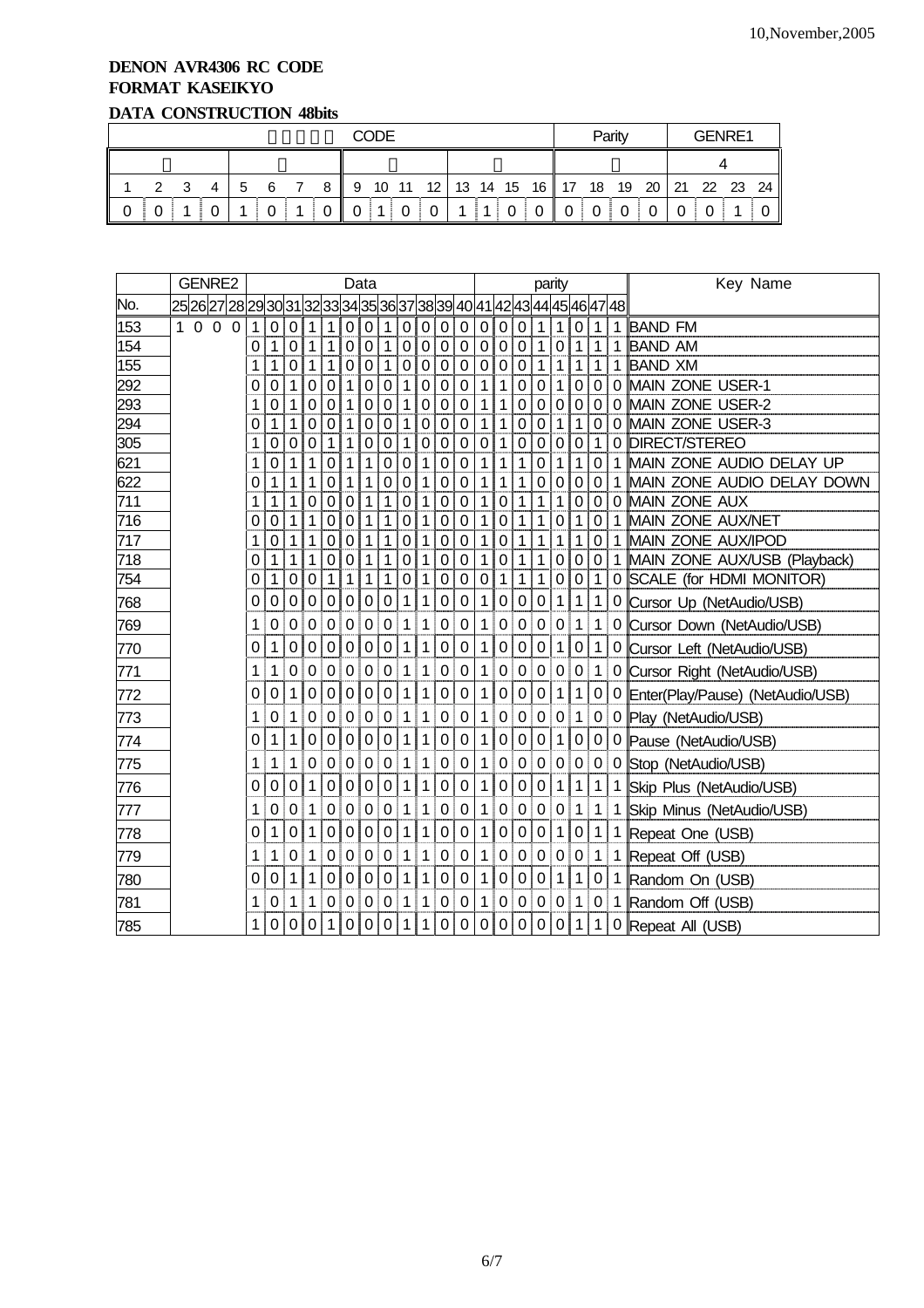# DENON AVR4306 RC CODE

## FORMAT KASEIKYO

### DATA CONSTRUCTION 48bits

| CODE | | | | | | | | | | | | | | | | Parity | | | | GENRE1 | | | |
|---|---|---|---|---|---|---|---|---|---|---|---|---|---|---|---|---|---|---|---|---|---|---|---|
| | | | | | | | | | | | | | | | | | | | | 4 | | | |
| 1 | 2 | 3 | 4 | 5 | 6 | 7 | 8 | 9 | 10 | 11 | 12 | 13 | 14 | 15 | 16 | 17 | 18 | 19 | 20 | 21 | 22 | 23 | 24 |
| 0 | 0 | 1 | 0 | 1 | 0 | 1 | 0 | 0 | 1 | 0 | 0 | 1 | 1 | 0 | 0 | 0 | 0 | 0 | 0 | 0 | 0 | 1 | 0 |

| No. | GENRE2 (25-28) | 29 | 30 | 31 | 32 | 33 | 34 | 35 | 36 | 37 | 38 | 39 | 40 | 41 | 42 | 43 | 44 | 45 | 46 | 47 | 48 | Key Name |
|---|---|---|---|---|---|---|---|---|---|---|---|---|---|---|---|---|---|---|---|---|---|---|
| | | Data | | | | | | | | | | | | parity | | | | | | | | |
| 153 | 1 0 0 0 | 1 | 0 | 0 | 1 | 1 | 0 | 0 | 1 | 0 | 0 | 0 | 0 | 0 | 0 | 0 | 1 | 1 | 0 | 1 | 1 | BAND FM |
| 154 | | 0 | 1 | 0 | 1 | 1 | 0 | 0 | 1 | 0 | 0 | 0 | 0 | 0 | 0 | 0 | 1 | 0 | 1 | 1 | 1 | BAND AM |
| 155 | | 1 | 1 | 0 | 1 | 1 | 0 | 0 | 1 | 0 | 0 | 0 | 0 | 0 | 0 | 0 | 1 | 1 | 1 | 1 | 1 | BAND XM |
| 292 | | 0 | 0 | 1 | 0 | 0 | 1 | 0 | 0 | 1 | 0 | 0 | 0 | 1 | 1 | 0 | 0 | 1 | 0 | 0 | 0 | MAIN ZONE USER-1 |
| 293 | | 1 | 0 | 1 | 0 | 0 | 1 | 0 | 0 | 1 | 0 | 0 | 0 | 1 | 1 | 0 | 0 | 0 | 0 | 0 | 0 | MAIN ZONE USER-2 |
| 294 | | 0 | 1 | 1 | 0 | 0 | 1 | 0 | 0 | 1 | 0 | 0 | 0 | 1 | 1 | 0 | 0 | 1 | 1 | 0 | 0 | MAIN ZONE USER-3 |
| 305 | | 1 | 0 | 0 | 0 | 1 | 1 | 0 | 0 | 1 | 0 | 0 | 0 | 0 | 1 | 0 | 0 | 0 | 0 | 1 | 0 | DIRECT/STEREO |
| 621 | | 1 | 0 | 1 | 1 | 0 | 1 | 1 | 0 | 0 | 1 | 0 | 0 | 1 | 1 | 1 | 0 | 1 | 1 | 0 | 1 | MAIN ZONE AUDIO DELAY UP |
| 622 | | 0 | 1 | 1 | 1 | 0 | 1 | 1 | 0 | 0 | 1 | 0 | 0 | 1 | 1 | 1 | 0 | 0 | 0 | 0 | 1 | MAIN ZONE AUDIO DELAY DOWN |
| 711 | | 1 | 1 | 1 | 0 | 0 | 0 | 1 | 1 | 0 | 1 | 0 | 0 | 1 | 0 | 1 | 1 | 1 | 0 | 0 | 0 | MAIN ZONE AUX |
| 716 | | 0 | 0 | 1 | 1 | 0 | 0 | 1 | 1 | 0 | 1 | 0 | 0 | 1 | 0 | 1 | 1 | 0 | 1 | 0 | 1 | MAIN ZONE AUX/NET |
| 717 | | 1 | 0 | 1 | 1 | 0 | 0 | 1 | 1 | 0 | 1 | 0 | 0 | 1 | 0 | 1 | 1 | 1 | 1 | 0 | 1 | MAIN ZONE AUX/IPOD |
| 718 | | 0 | 1 | 1 | 1 | 0 | 0 | 1 | 1 | 0 | 1 | 0 | 0 | 1 | 0 | 1 | 1 | 0 | 0 | 0 | 1 | MAIN ZONE AUX/USB (Playback) |
| 754 | | 0 | 1 | 0 | 0 | 1 | 1 | 1 | 1 | 0 | 1 | 0 | 0 | 0 | 1 | 1 | 1 | 0 | 0 | 1 | 0 | SCALE (for HDMI MONITOR) |
| 768 | | 0 | 0 | 0 | 0 | 0 | 0 | 0 | 0 | 1 | 1 | 0 | 0 | 1 | 0 | 0 | 0 | 1 | 1 | 1 | 0 | Cursor Up (NetAudio/USB) |
| 769 | | 1 | 0 | 0 | 0 | 0 | 0 | 0 | 0 | 1 | 1 | 0 | 0 | 1 | 0 | 0 | 0 | 0 | 1 | 1 | 0 | Cursor Down (NetAudio/USB) |
| 770 | | 0 | 1 | 0 | 0 | 0 | 0 | 0 | 0 | 1 | 1 | 0 | 0 | 1 | 0 | 0 | 0 | 1 | 0 | 1 | 0 | Cursor Left (NetAudio/USB) |
| 771 | | 1 | 1 | 0 | 0 | 0 | 0 | 0 | 0 | 1 | 1 | 0 | 0 | 1 | 0 | 0 | 0 | 0 | 0 | 1 | 0 | Cursor Right (NetAudio/USB) |
| 772 | | 0 | 0 | 1 | 0 | 0 | 0 | 0 | 0 | 1 | 1 | 0 | 0 | 1 | 0 | 0 | 0 | 1 | 1 | 0 | 0 | Enter(Play/Pause) (NetAudio/USB) |
| 773 | | 1 | 0 | 1 | 0 | 0 | 0 | 0 | 0 | 1 | 1 | 0 | 0 | 1 | 0 | 0 | 0 | 0 | 1 | 0 | 0 | Play (NetAudio/USB) |
| 774 | | 0 | 1 | 1 | 0 | 0 | 0 | 0 | 0 | 1 | 1 | 0 | 0 | 1 | 0 | 0 | 0 | 1 | 0 | 0 | 0 | Pause (NetAudio/USB) |
| 775 | | 1 | 1 | 1 | 0 | 0 | 0 | 0 | 0 | 1 | 1 | 0 | 0 | 1 | 0 | 0 | 0 | 0 | 0 | 0 | 0 | Stop (NetAudio/USB) |
| 776 | | 0 | 0 | 0 | 1 | 0 | 0 | 0 | 0 | 1 | 1 | 0 | 0 | 1 | 0 | 0 | 0 | 1 | 1 | 1 | 1 | Skip Plus (NetAudio/USB) |
| 777 | | 1 | 0 | 0 | 1 | 0 | 0 | 0 | 0 | 1 | 1 | 0 | 0 | 1 | 0 | 0 | 0 | 0 | 1 | 1 | 1 | Skip Minus (NetAudio/USB) |
| 778 | | 0 | 1 | 0 | 1 | 0 | 0 | 0 | 0 | 1 | 1 | 0 | 0 | 1 | 0 | 0 | 0 | 1 | 0 | 1 | 1 | Repeat One (USB) |
| 779 | | 1 | 1 | 0 | 1 | 0 | 0 | 0 | 0 | 1 | 1 | 0 | 0 | 1 | 0 | 0 | 0 | 0 | 0 | 1 | 1 | Repeat Off (USB) |
| 780 | | 0 | 0 | 1 | 1 | 0 | 0 | 0 | 0 | 1 | 1 | 0 | 0 | 1 | 0 | 0 | 0 | 1 | 1 | 0 | 1 | Random On (USB) |
| 781 | | 1 | 0 | 1 | 1 | 0 | 0 | 0 | 0 | 1 | 1 | 0 | 0 | 1 | 0 | 0 | 0 | 0 | 1 | 0 | 1 | Random Off (USB) |
| 785 | | 1 | 0 | 0 | 0 | 1 | 0 | 0 | 0 | 1 | 1 | 0 | 0 | 0 | 0 | 0 | 0 | 0 | 1 | 1 | 0 | Repeat All (USB) |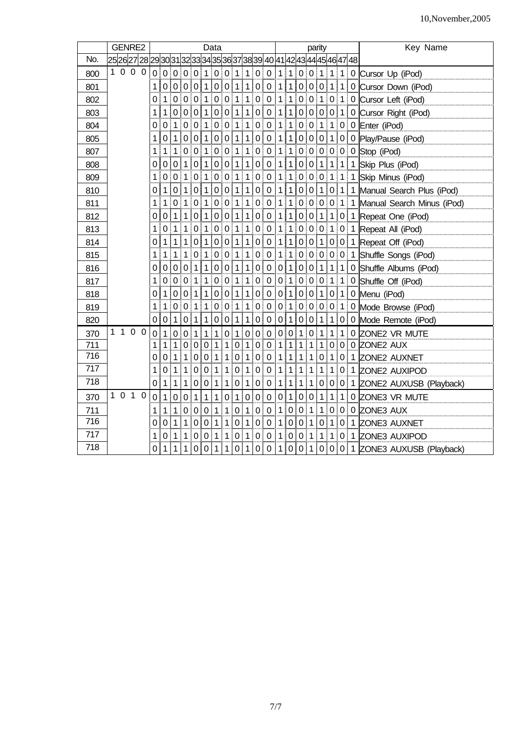| No. | GENRE2 | | | | Data | | | | | | | | | | | | parity | | | | | | | | Key Name |
|---|---|---|---|---|---|---|---|---|---|---|---|---|---|---|---|---|---|---|---|---|---|---|---|---|---|
| | 25 | 26 | 27 | 28 | 29 | 30 | 31 | 32 | 33 | 34 | 35 | 36 | 37 | 38 | 39 | 40 | 41 | 42 | 43 | 44 | 45 | 46 | 47 | 48 | |
| 800 | 1 | 0 | 0 | 0 | 0 | 0 | 0 | 0 | 0 | 1 | 0 | 0 | 1 | 1 | 0 | 0 | 1 | 1 | 0 | 0 | 1 | 1 | 1 | 0 | Cursor Up (iPod) |
| 801 | | | | | 1 | 0 | 0 | 0 | 0 | 1 | 0 | 0 | 1 | 1 | 0 | 0 | 1 | 1 | 0 | 0 | 0 | 1 | 1 | 0 | Cursor Down (iPod) |
| 802 | | | | | 0 | 1 | 0 | 0 | 0 | 1 | 0 | 0 | 1 | 1 | 0 | 0 | 1 | 1 | 0 | 0 | 1 | 0 | 1 | 0 | Cursor Left (iPod) |
| 803 | | | | | 1 | 1 | 0 | 0 | 0 | 1 | 0 | 0 | 1 | 1 | 0 | 0 | 1 | 1 | 0 | 0 | 0 | 0 | 1 | 0 | Cursor Right (iPod) |
| 804 | | | | | 0 | 0 | 1 | 0 | 0 | 1 | 0 | 0 | 1 | 1 | 0 | 0 | 1 | 1 | 0 | 0 | 1 | 1 | 0 | 0 | Enter (iPod) |
| 805 | | | | | 1 | 0 | 1 | 0 | 0 | 1 | 0 | 0 | 1 | 1 | 0 | 0 | 1 | 1 | 0 | 0 | 0 | 1 | 0 | 0 | Play/Pause (iPod) |
| 807 | | | | | 1 | 1 | 1 | 0 | 0 | 1 | 0 | 0 | 1 | 1 | 0 | 0 | 1 | 1 | 0 | 0 | 0 | 0 | 0 | 0 | Stop (iPod) |
| 808 | | | | | 0 | 0 | 0 | 1 | 0 | 1 | 0 | 0 | 1 | 1 | 0 | 0 | 1 | 1 | 0 | 0 | 1 | 1 | 1 | 1 | Skip Plus (iPod) |
| 809 | | | | | 1 | 0 | 0 | 1 | 0 | 1 | 0 | 0 | 1 | 1 | 0 | 0 | 1 | 1 | 0 | 0 | 0 | 1 | 1 | 1 | Skip Minus (iPod) |
| 810 | | | | | 0 | 1 | 0 | 1 | 0 | 1 | 0 | 0 | 1 | 1 | 0 | 0 | 1 | 1 | 0 | 0 | 1 | 0 | 1 | 1 | Manual Search Plus (iPod) |
| 811 | | | | | 1 | 1 | 0 | 1 | 0 | 1 | 0 | 0 | 1 | 1 | 0 | 0 | 1 | 1 | 0 | 0 | 0 | 0 | 1 | 1 | Manual Search Minus (iPod) |
| 812 | | | | | 0 | 0 | 1 | 1 | 0 | 1 | 0 | 0 | 1 | 1 | 0 | 0 | 1 | 1 | 0 | 0 | 1 | 1 | 0 | 1 | Repeat One (iPod) |
| 813 | | | | | 1 | 0 | 1 | 1 | 0 | 1 | 0 | 0 | 1 | 1 | 0 | 0 | 1 | 1 | 0 | 0 | 0 | 1 | 0 | 1 | Repeat All (iPod) |
| 814 | | | | | 0 | 1 | 1 | 1 | 0 | 1 | 0 | 0 | 1 | 1 | 0 | 0 | 1 | 1 | 0 | 0 | 1 | 0 | 0 | 1 | Repeat Off (iPod) |
| 815 | | | | | 1 | 1 | 1 | 1 | 0 | 1 | 0 | 0 | 1 | 1 | 0 | 0 | 1 | 1 | 0 | 0 | 0 | 0 | 0 | 1 | Shuffle Songs (iPod) |
| 816 | | | | | 0 | 0 | 0 | 0 | 1 | 1 | 0 | 0 | 1 | 1 | 0 | 0 | 0 | 1 | 0 | 0 | 1 | 1 | 1 | 0 | Shuffle Albums (iPod) |
| 817 | | | | | 1 | 0 | 0 | 0 | 1 | 1 | 0 | 0 | 1 | 1 | 0 | 0 | 0 | 1 | 0 | 0 | 0 | 1 | 1 | 0 | Shuffle Off (iPod) |
| 818 | | | | | 0 | 1 | 0 | 0 | 1 | 1 | 0 | 0 | 1 | 1 | 0 | 0 | 0 | 1 | 0 | 0 | 1 | 0 | 1 | 0 | Menu (iPod) |
| 819 | | | | | 1 | 1 | 0 | 0 | 1 | 1 | 0 | 0 | 1 | 1 | 0 | 0 | 0 | 1 | 0 | 0 | 0 | 0 | 1 | 0 | Mode Browse (iPod) |
| 820 | | | | | 0 | 0 | 1 | 0 | 1 | 1 | 0 | 0 | 1 | 1 | 0 | 0 | 0 | 1 | 0 | 0 | 1 | 1 | 0 | 0 | Mode Remote (iPod) |
| 370 | 1 | 1 | 0 | 0 | 0 | 1 | 0 | 0 | 1 | 1 | 1 | 0 | 1 | 0 | 0 | 0 | 0 | 0 | 1 | 0 | 1 | 1 | 1 | 0 | ZONE2 VR MUTE |
| 711 | | | | | 1 | 1 | 1 | 0 | 0 | 0 | 1 | 1 | 0 | 1 | 0 | 0 | 1 | 1 | 1 | 1 | 1 | 0 | 0 | 0 | ZONE2 AUX |
| 716 | | | | | 0 | 0 | 1 | 1 | 0 | 0 | 1 | 1 | 0 | 1 | 0 | 0 | 1 | 1 | 1 | 1 | 0 | 1 | 0 | 1 | ZONE2 AUXNET |
| 717 | | | | | 1 | 0 | 1 | 1 | 0 | 0 | 1 | 1 | 0 | 1 | 0 | 0 | 1 | 1 | 1 | 1 | 1 | 1 | 0 | 1 | ZONE2 AUXIPOD |
| 718 | | | | | 0 | 1 | 1 | 1 | 0 | 0 | 1 | 1 | 0 | 1 | 0 | 0 | 1 | 1 | 1 | 1 | 0 | 0 | 0 | 1 | ZONE2 AUXUSB (Playback) |
| 370 | 1 | 0 | 1 | 0 | 0 | 1 | 0 | 0 | 1 | 1 | 1 | 0 | 1 | 0 | 0 | 0 | 0 | 1 | 0 | 0 | 1 | 1 | 1 | 0 | ZONE3 VR MUTE |
| 711 | | | | | 1 | 1 | 1 | 0 | 0 | 0 | 1 | 1 | 0 | 1 | 0 | 0 | 1 | 0 | 0 | 1 | 1 | 0 | 0 | 0 | ZONE3 AUX |
| 716 | | | | | 0 | 0 | 1 | 1 | 0 | 0 | 1 | 1 | 0 | 1 | 0 | 0 | 1 | 0 | 0 | 1 | 0 | 1 | 0 | 1 | ZONE3 AUXNET |
| 717 | | | | | 1 | 0 | 1 | 1 | 0 | 0 | 1 | 1 | 0 | 1 | 0 | 0 | 1 | 0 | 0 | 1 | 1 | 1 | 0 | 1 | ZONE3 AUXIPOD |
| 718 | | | | | 0 | 1 | 1 | 1 | 0 | 0 | 1 | 1 | 0 | 1 | 0 | 0 | 1 | 0 | 0 | 1 | 0 | 0 | 0 | 1 | ZONE3 AUXUSB (Playback) |